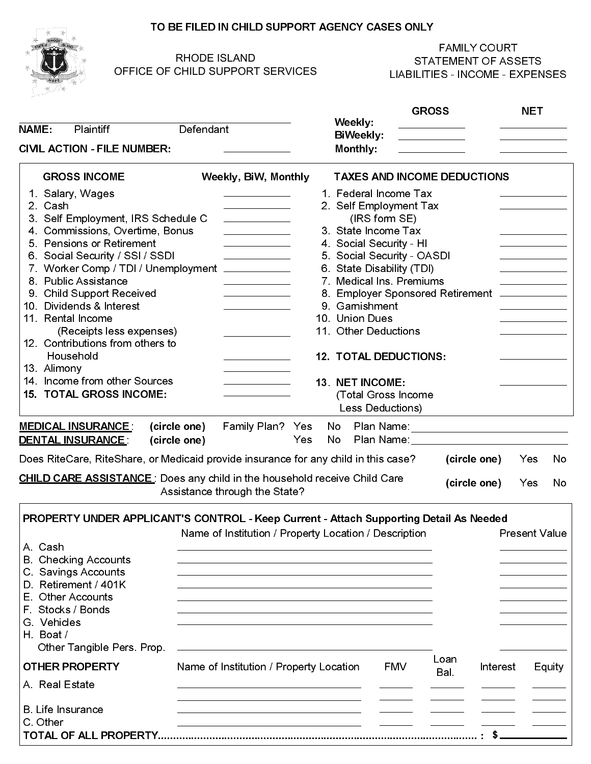**TO BE FILED IN CHILD SUPPORT AGENCY CASES ONLY**

RHODE ISLAND
OFFICE OF CHILD SUPPORT SERVICES

FAMILY COURT
STATEMENT OF ASSETS
LIABILITIES - INCOME - EXPENSES

**NAME:** Plaintiff ______________ Defendant ______________

**CIVIL ACTION - FILE NUMBER:** ______________

| | GROSS | NET |
|---|---|---|
| **Weekly:** | | |
| **BiWeekly:** | | |
| **Monthly:** | | |

| **GROSS INCOME** | **Weekly, BiW, Monthly** | **TAXES AND INCOME DEDUCTIONS** | |
|---|---|---|---|
| 1. Salary, Wages | | 1. Federal Income Tax | |
| 2. Cash | | 2. Self Employment Tax (IRS form SE) | |
| 3. Self Employment, IRS Schedule C | | 3. State Income Tax | |
| 4. Commissions, Overtime, Bonus | | 4. Social Security - HI | |
| 5. Pensions or Retirement | | 5. Social Security - OASDI | |
| 6. Social Security / SSI / SSDI | | 6. State Disability (TDI) | |
| 7. Worker Comp / TDI / Unemployment | | 7. Medical Ins. Premiums | |
| 8. Public Assistance | | 8. Employer Sponsored Retirement | |
| 9. Child Support Received | | 9. Garnishment | |
| 10. Dividends & Interest | | 10. Union Dues | |
| 11. Rental Income (Receipts less expenses) | | 11. Other Deductions | |
| 12. Contributions from others to Household | | **12. TOTAL DEDUCTIONS:** | |
| 13. Alimony | | | |
| 14. Income from other Sources | | **13. NET INCOME:** (Total Gross Income Less Deductions) | |
| **15. TOTAL GROSS INCOME:** | | | |

**MEDICAL INSURANCE**: **(circle one)** Family Plan? Yes No Plan Name: ______________

**DENTAL INSURANCE**: **(circle one)** Yes No Plan Name: ______________

Does RiteCare, RiteShare, or Medicaid provide insurance for any child in this case? **(circle one)** Yes No

**CHILD CARE ASSISTANCE**: Does any child in the household receive Child Care Assistance through the State? **(circle one)** Yes No

**PROPERTY UNDER APPLICANT'S CONTROL - Keep Current - Attach Supporting Detail As Needed**

| | Name of Institution / Property Location / Description | Present Value |
|---|---|---|
| A. Cash | | |
| B. Checking Accounts | | |
| C. Savings Accounts | | |
| D. Retirement / 401K | | |
| E. Other Accounts | | |
| F. Stocks / Bonds | | |
| G. Vehicles | | |
| H. Boat / Other Tangible Pers. Prop. | | |

| **OTHER PROPERTY** | Name of Institution / Property Location | FMV | Loan Bal. | Interest | Equity |
|---|---|---|---|---|---|
| A. Real Estate | | | | | |
| | | | | | |
| B. Life Insurance | | | | | |
| C. Other | | | | | |

**TOTAL OF ALL PROPERTY**.................................................................................... : **$** ______________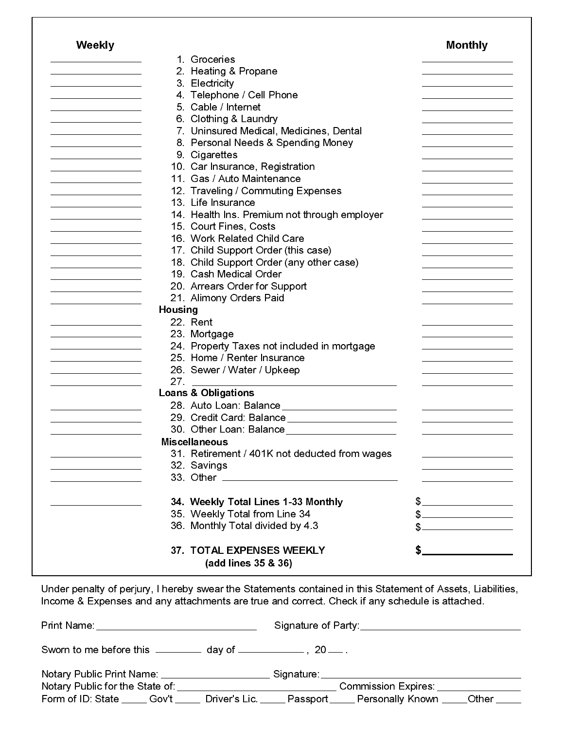| Weekly | | Monthly |
|---|---|---|
| ____________ | 1. Groceries | ____________ |
| ____________ | 2. Heating & Propane | ____________ |
| ____________ | 3. Electricity | ____________ |
| ____________ | 4. Telephone / Cell Phone | ____________ |
| ____________ | 5. Cable / Internet | ____________ |
| ____________ | 6. Clothing & Laundry | ____________ |
| ____________ | 7. Uninsured Medical, Medicines, Dental | ____________ |
| ____________ | 8. Personal Needs & Spending Money | ____________ |
| ____________ | 9. Cigarettes | ____________ |
| ____________ | 10. Car Insurance, Registration | ____________ |
| ____________ | 11. Gas / Auto Maintenance | ____________ |
| ____________ | 12. Traveling / Commuting Expenses | ____________ |
| ____________ | 13. Life Insurance | ____________ |
| ____________ | 14. Health Ins. Premium not through employer | ____________ |
| ____________ | 15. Court Fines, Costs | ____________ |
| ____________ | 16. Work Related Child Care | ____________ |
| ____________ | 17. Child Support Order (this case) | ____________ |
| ____________ | 18. Child Support Order (any other case) | ____________ |
| ____________ | 19. Cash Medical Order | ____________ |
| ____________ | 20. Arrears Order for Support | ____________ |
| ____________ | 21. Alimony Orders Paid | ____________ |
| | **Housing** | |
| ____________ | 22. Rent | ____________ |
| ____________ | 23. Mortgage | ____________ |
| ____________ | 24. Property Taxes not included in mortgage | ____________ |
| ____________ | 25. Home / Renter Insurance | ____________ |
| ____________ | 26. Sewer / Water / Upkeep | ____________ |
| ____________ | 27. ____________________ | ____________ |
| | **Loans & Obligations** | |
| ____________ | 28. Auto Loan: Balance ____________ | ____________ |
| ____________ | 29. Credit Card: Balance ____________ | ____________ |
| ____________ | 30. Other Loan: Balance ____________ | ____________ |
| | **Miscellaneous** | |
| ____________ | 31. Retirement / 401K not deducted from wages | ____________ |
| ____________ | 32. Savings | ____________ |
| ____________ | 33. Other ____________________ | ____________ |
| ____________ | **34. Weekly Total Lines 1-33 Monthly** | $____________ |
| | 35. Weekly Total from Line 34 | $____________ |
| | 36. Monthly Total divided by 4.3 | $____________ |
| | **37. TOTAL EXPENSES WEEKLY (add lines 35 & 36)** | **$____________** |

Under penalty of perjury, I hereby swear the Statements contained in this Statement of Assets, Liabilities, Income & Expenses and any attachments are true and correct. Check if any schedule is attached.

Print Name: ______________________ Signature of Party: ______________________

Sworn to me before this ________ day of ____________ , 20___ .

Notary Public Print Name: ____________________ Signature: ______________________

Notary Public for the State of: ____________________ Commission Expires: ______________

Form of ID: State _____ Gov't _____ Driver's Lic. _____ Passport _____ Personally Known _____ Other _____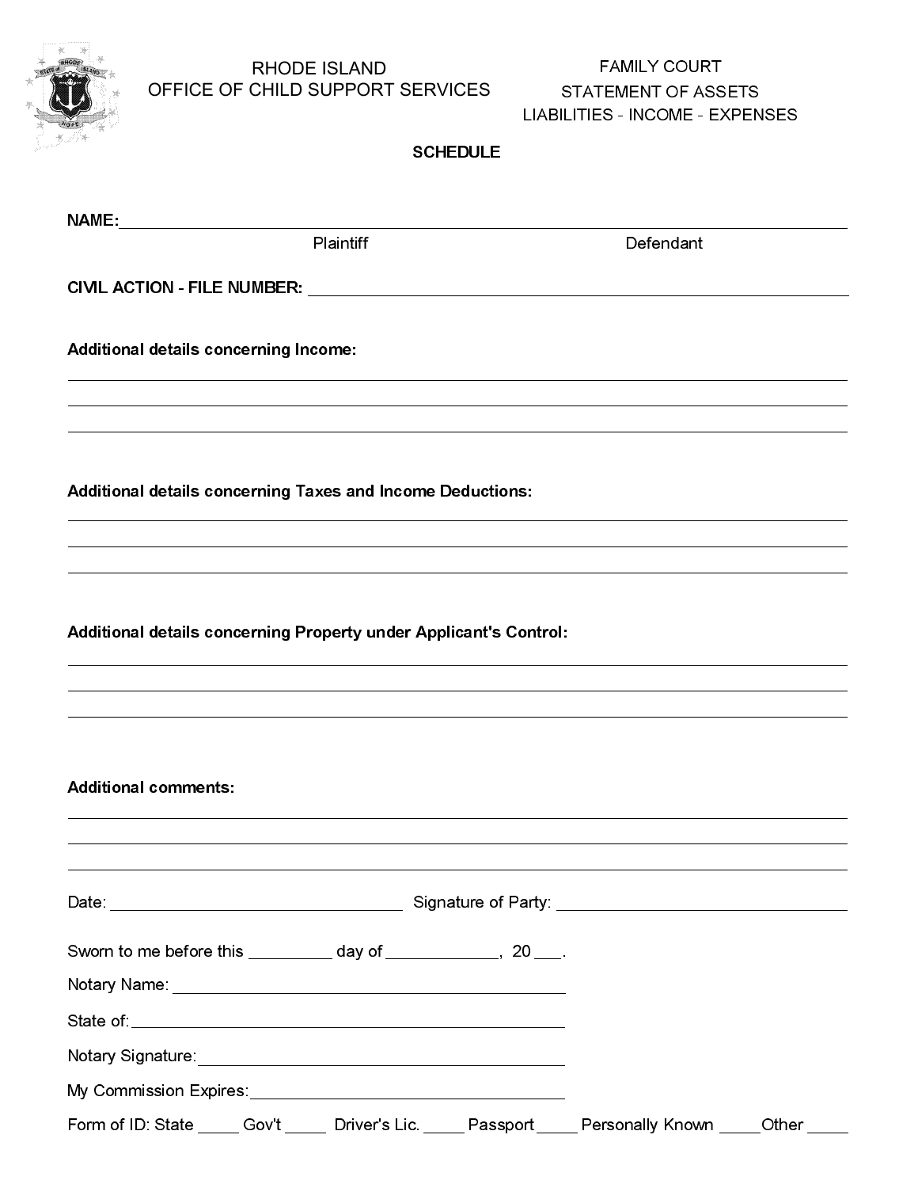RHODE ISLAND
OFFICE OF CHILD SUPPORT SERVICES

FAMILY COURT
STATEMENT OF ASSETS
LIABILITIES - INCOME - EXPENSES

**SCHEDULE**

**NAME:** ______________________________________________________________

Plaintiff                                        Defendant

**CIVIL ACTION - FILE NUMBER:** ________________________________________

**Additional details concerning Income:**

______________________________________________________________

______________________________________________________________

______________________________________________________________

**Additional details concerning Taxes and Income Deductions:**

______________________________________________________________

______________________________________________________________

______________________________________________________________

**Additional details concerning Property under Applicant's Control:**

______________________________________________________________

______________________________________________________________

______________________________________________________________

**Additional comments:**

______________________________________________________________

______________________________________________________________

______________________________________________________________

Date: ______________________ Signature of Party: ______________________

Sworn to me before this _________ day of ____________, 20 ___.

Notary Name: ______________________________

State of: ______________________________

Notary Signature: ______________________________

My Commission Expires: ______________________________

Form of ID: State _____ Gov't _____ Driver's Lic. _____ Passport _____ Personally Known _____ Other _____